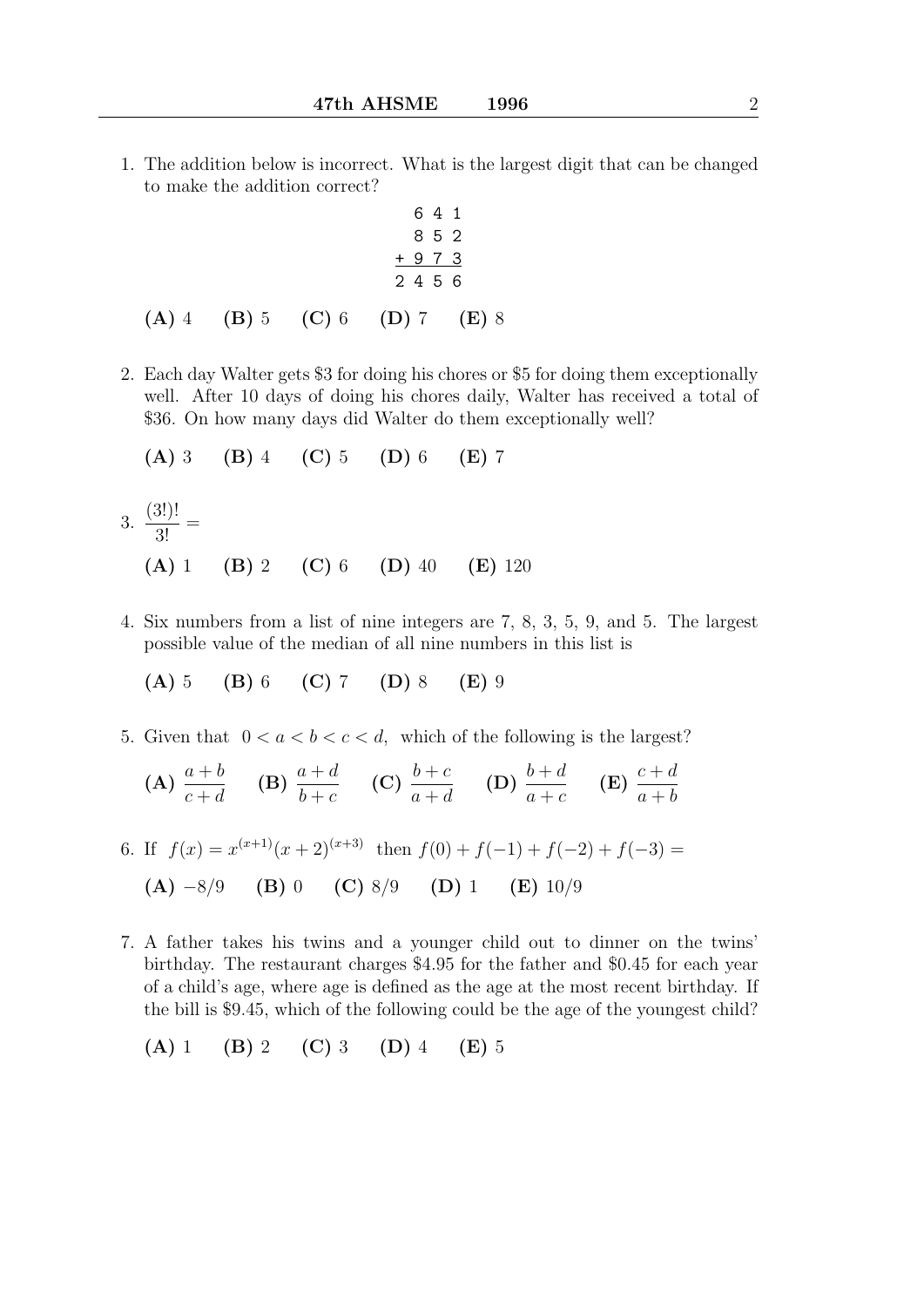1. The addition below is incorrect. What is the largest digit that can be changed to make the addition correct?

```
   6 4 1
   8 5 2
 + 9 7 3
 2 4 5 6
```

**(A)** 4 **(B)** 5 **(C)** 6 **(D)** 7 **(E)** 8

2. Each day Walter gets \$3 for doing his chores or \$5 for doing them exceptionally well. After 10 days of doing his chores daily, Walter has received a total of \$36. On how many days did Walter do them exceptionally well?

**(A)** 3 **(B)** 4 **(C)** 5 **(D)** 6 **(E)** 7

3. $\dfrac{(3!)!}{3!} =$

**(A)** 1 **(B)** 2 **(C)** 6 **(D)** 40 **(E)** 120

4. Six numbers from a list of nine integers are 7, 8, 3, 5, 9, and 5. The largest possible value of the median of all nine numbers in this list is

**(A)** 5 **(B)** 6 **(C)** 7 **(D)** 8 **(E)** 9

5. Given that $0 < a < b < c < d$, which of the following is the largest?

**(A)** $\dfrac{a+b}{c+d}$ **(B)** $\dfrac{a+d}{b+c}$ **(C)** $\dfrac{b+c}{a+d}$ **(D)** $\dfrac{b+d}{a+c}$ **(E)** $\dfrac{c+d}{a+b}$

6. If $f(x) = x^{(x+1)}(x+2)^{(x+3)}$ then $f(0) + f(-1) + f(-2) + f(-3) =$

**(A)** $-8/9$ **(B)** 0 **(C)** $8/9$ **(D)** 1 **(E)** $10/9$

7. A father takes his twins and a younger child out to dinner on the twins' birthday. The restaurant charges \$4.95 for the father and \$0.45 for each year of a child's age, where age is defined as the age at the most recent birthday. If the bill is \$9.45, which of the following could be the age of the youngest child?

**(A)** 1 **(B)** 2 **(C)** 3 **(D)** 4 **(E)** 5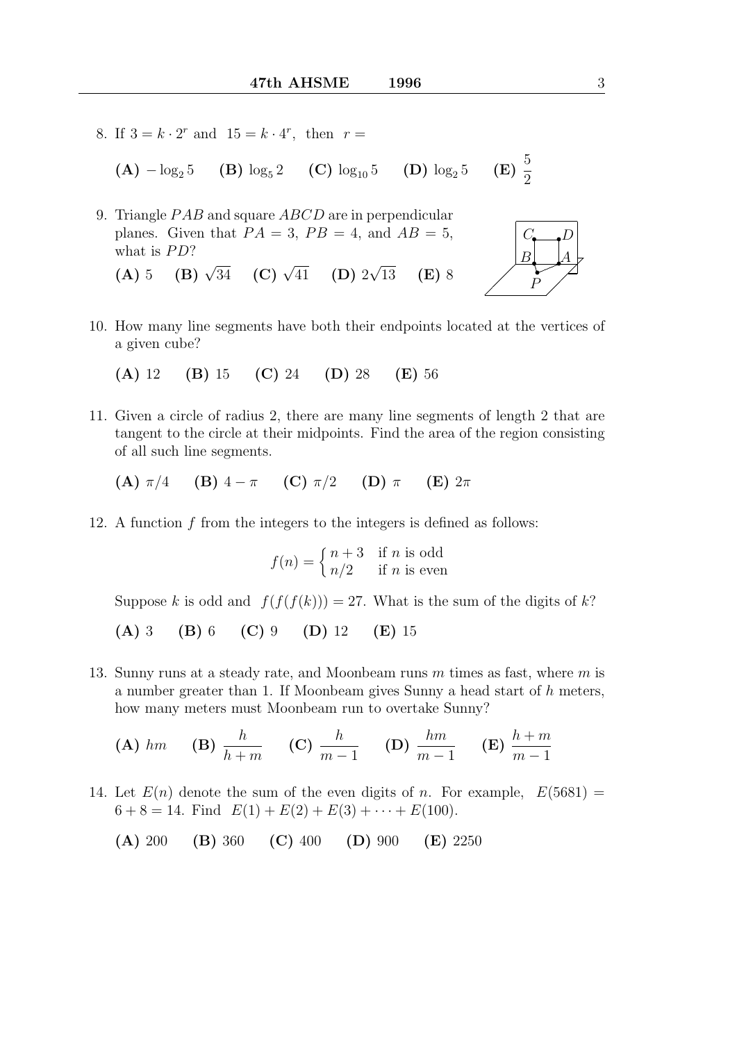8. If $3 = k \cdot 2^r$ and $15 = k \cdot 4^r$, then $r =$

**(A)** $-\log_2 5$ **(B)** $\log_5 2$ **(C)** $\log_{10} 5$ **(D)** $\log_2 5$ **(E)** $\dfrac{5}{2}$

9. Triangle $PAB$ and square $ABCD$ are in perpendicular planes. Given that $PA = 3$, $PB = 4$, and $AB = 5$, what is $PD$?

**(A)** 5 **(B)** $\sqrt{34}$ **(C)** $\sqrt{41}$ **(D)** $2\sqrt{13}$ **(E)** 8

10. How many line segments have both their endpoints located at the vertices of a given cube?

**(A)** 12 **(B)** 15 **(C)** 24 **(D)** 28 **(E)** 56

11. Given a circle of radius 2, there are many line segments of length 2 that are tangent to the circle at their midpoints. Find the area of the region consisting of all such line segments.

**(A)** $\pi/4$ **(B)** $4 - \pi$ **(C)** $\pi/2$ **(D)** $\pi$ **(E)** $2\pi$

12. A function $f$ from the integers to the integers is defined as follows:

$$f(n) = \begin{cases} n+3 & \text{if } n \text{ is odd} \\ n/2 & \text{if } n \text{ is even} \end{cases}$$

Suppose $k$ is odd and $f(f(f(k))) = 27$. What is the sum of the digits of $k$?

**(A)** 3 **(B)** 6 **(C)** 9 **(D)** 12 **(E)** 15

13. Sunny runs at a steady rate, and Moonbeam runs $m$ times as fast, where $m$ is a number greater than 1. If Moonbeam gives Sunny a head start of $h$ meters, how many meters must Moonbeam run to overtake Sunny?

**(A)** $hm$ **(B)** $\dfrac{h}{h+m}$ **(C)** $\dfrac{h}{m-1}$ **(D)** $\dfrac{hm}{m-1}$ **(E)** $\dfrac{h+m}{m-1}$

14. Let $E(n)$ denote the sum of the even digits of $n$. For example, $E(5681) = 6 + 8 = 14$. Find $E(1) + E(2) + E(3) + \cdots + E(100)$.

**(A)** 200 **(B)** 360 **(C)** 400 **(D)** 900 **(E)** 2250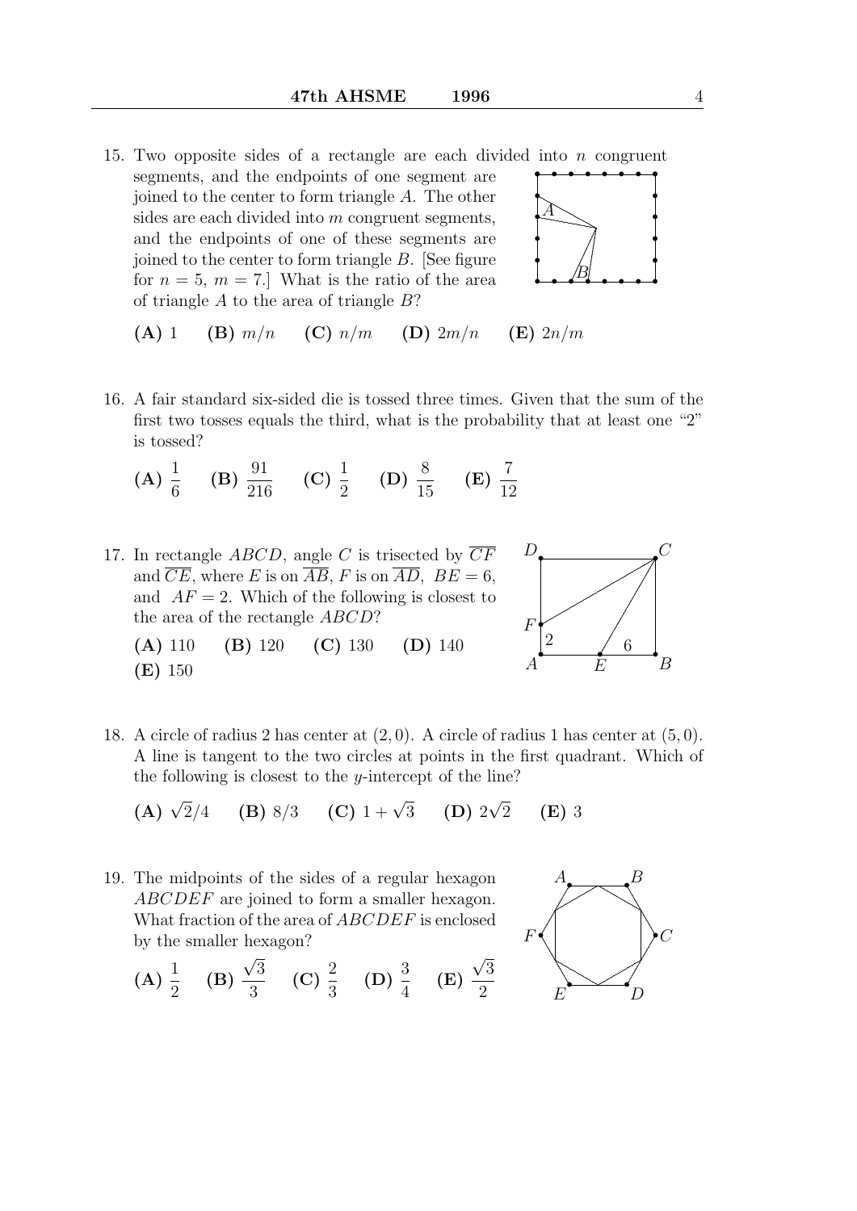15. Two opposite sides of a rectangle are each divided into $n$ congruent segments, and the endpoints of one segment are joined to the center to form triangle $A$. The other sides are each divided into $m$ congruent segments, and the endpoints of one of these segments are joined to the center to form triangle $B$. [See figure for $n = 5$, $m = 7$.] What is the ratio of the area of triangle $A$ to the area of triangle $B$?

**(A)** 1 **(B)** $m/n$ **(C)** $n/m$ **(D)** $2m/n$ **(E)** $2n/m$

16. A fair standard six-sided die is tossed three times. Given that the sum of the first two tosses equals the third, what is the probability that at least one "2" is tossed?

**(A)** $\dfrac{1}{6}$ **(B)** $\dfrac{91}{216}$ **(C)** $\dfrac{1}{2}$ **(D)** $\dfrac{8}{15}$ **(E)** $\dfrac{7}{12}$

17. In rectangle $ABCD$, angle $C$ is trisected by $\overline{CF}$ and $\overline{CE}$, where $E$ is on $\overline{AB}$, $F$ is on $\overline{AD}$, $BE = 6$, and $AF = 2$. Which of the following is closest to the area of the rectangle $ABCD$?

**(A)** 110 **(B)** 120 **(C)** 130 **(D)** 140 **(E)** 150

18. A circle of radius 2 has center at $(2, 0)$. A circle of radius 1 has center at $(5, 0)$. A line is tangent to the two circles at points in the first quadrant. Which of the following is closest to the $y$-intercept of the line?

**(A)** $\sqrt{2}/4$ **(B)** $8/3$ **(C)** $1 + \sqrt{3}$ **(D)** $2\sqrt{2}$ **(E)** 3

19. The midpoints of the sides of a regular hexagon $ABCDEF$ are joined to form a smaller hexagon. What fraction of the area of $ABCDEF$ is enclosed by the smaller hexagon?

**(A)** $\dfrac{1}{2}$ **(B)** $\dfrac{\sqrt{3}}{3}$ **(C)** $\dfrac{2}{3}$ **(D)** $\dfrac{3}{4}$ **(E)** $\dfrac{\sqrt{3}}{2}$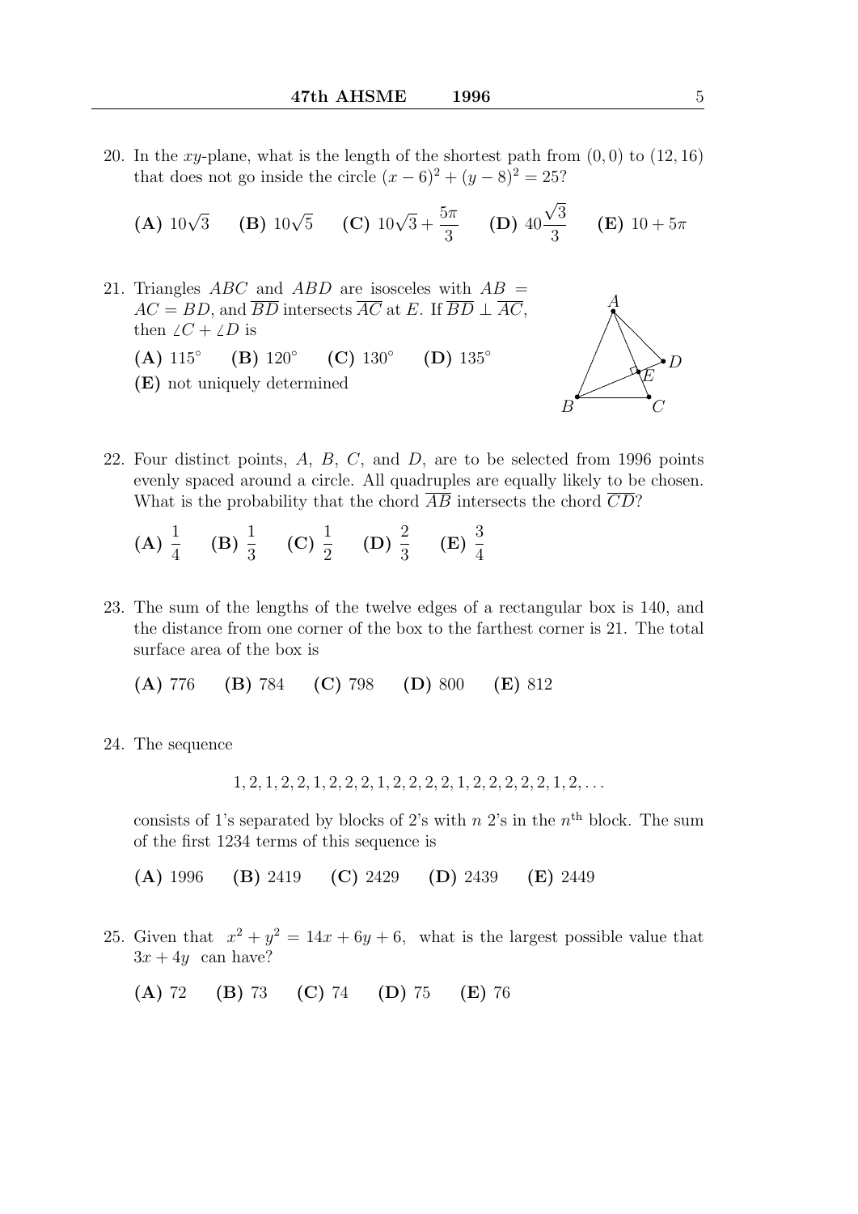20. In the $xy$-plane, what is the length of the shortest path from $(0,0)$ to $(12,16)$ that does not go inside the circle $(x-6)^2+(y-8)^2=25$?

**(A)** $10\sqrt{3}$ **(B)** $10\sqrt{5}$ **(C)** $10\sqrt{3}+\frac{5\pi}{3}$ **(D)** $40\frac{\sqrt{3}}{3}$ **(E)** $10+5\pi$

21. Triangles $ABC$ and $ABD$ are isosceles with $AB = AC = BD$, and $\overline{BD}$ intersects $\overline{AC}$ at $E$. If $\overline{BD} \perp \overline{AC}$, then $\angle C + \angle D$ is

**(A)** $115^\circ$ **(B)** $120^\circ$ **(C)** $130^\circ$ **(D)** $135^\circ$
**(E)** not uniquely determined

22. Four distinct points, $A$, $B$, $C$, and $D$, are to be selected from 1996 points evenly spaced around a circle. All quadruples are equally likely to be chosen. What is the probability that the chord $\overline{AB}$ intersects the chord $\overline{CD}$?

**(A)** $\frac{1}{4}$ **(B)** $\frac{1}{3}$ **(C)** $\frac{1}{2}$ **(D)** $\frac{2}{3}$ **(E)** $\frac{3}{4}$

23. The sum of the lengths of the twelve edges of a rectangular box is 140, and the distance from one corner of the box to the farthest corner is 21. The total surface area of the box is

**(A)** 776 **(B)** 784 **(C)** 798 **(D)** 800 **(E)** 812

24. The sequence

$$1,2,1,2,2,1,2,2,2,1,2,2,2,2,1,2,2,2,2,2,1,2,\ldots$$

consists of 1's separated by blocks of 2's with $n$ 2's in the $n^{\text{th}}$ block. The sum of the first 1234 terms of this sequence is

**(A)** 1996 **(B)** 2419 **(C)** 2429 **(D)** 2439 **(E)** 2449

25. Given that $x^2+y^2=14x+6y+6$, what is the largest possible value that $3x+4y$ can have?

**(A)** 72 **(B)** 73 **(C)** 74 **(D)** 75 **(E)** 76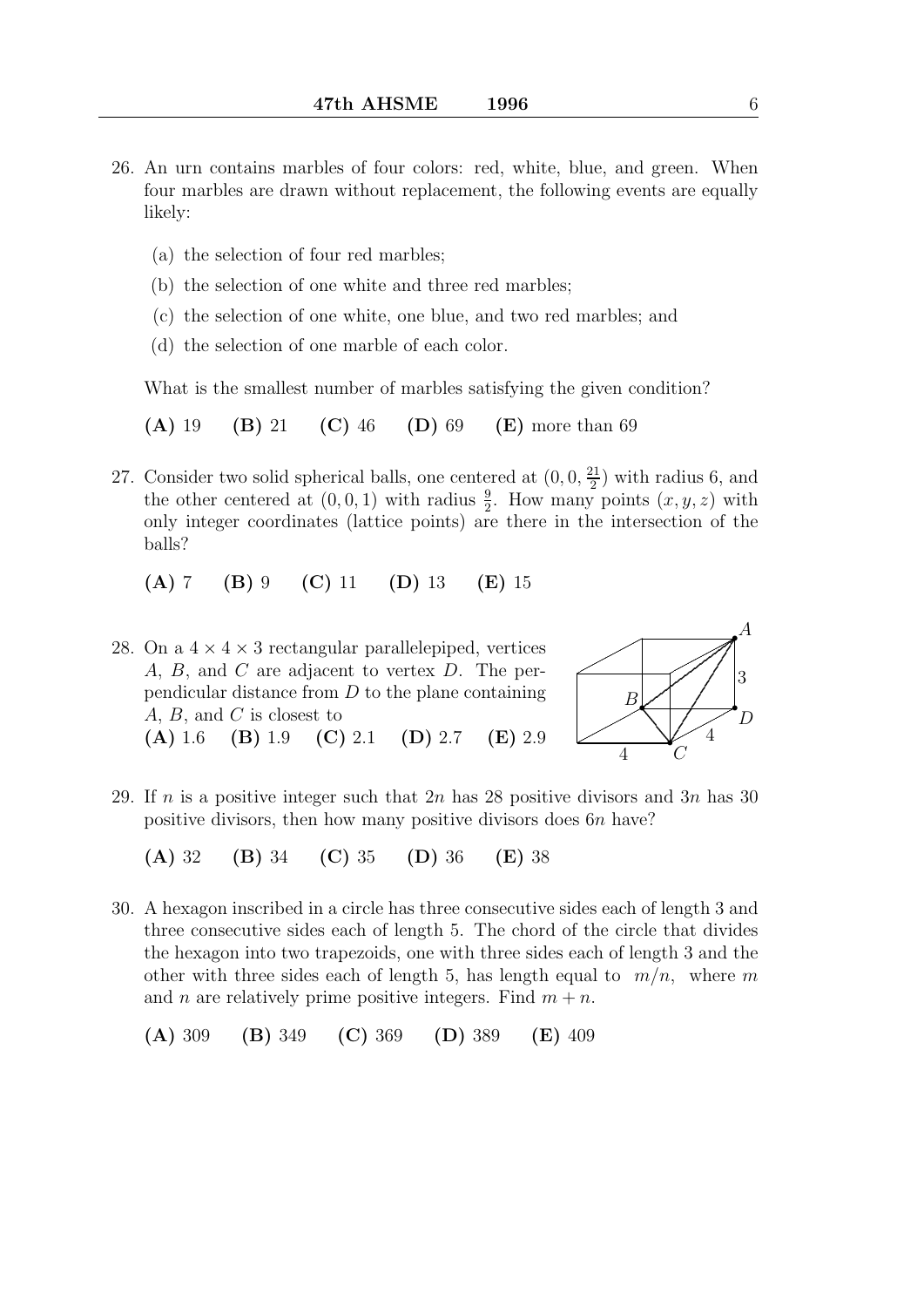26. An urn contains marbles of four colors: red, white, blue, and green. When four marbles are drawn without replacement, the following events are equally likely:

    (a) the selection of four red marbles;

    (b) the selection of one white and three red marbles;

    (c) the selection of one white, one blue, and two red marbles; and

    (d) the selection of one marble of each color.

    What is the smallest number of marbles satisfying the given condition?

    **(A)** 19 **(B)** 21 **(C)** 46 **(D)** 69 **(E)** more than 69

27. Consider two solid spherical balls, one centered at $(0, 0, \frac{21}{2})$ with radius 6, and the other centered at $(0, 0, 1)$ with radius $\frac{9}{2}$. How many points $(x, y, z)$ with only integer coordinates (lattice points) are there in the intersection of the balls?

    **(A)** 7 **(B)** 9 **(C)** 11 **(D)** 13 **(E)** 15

28. On a $4 \times 4 \times 3$ rectangular parallelepiped, vertices $A$, $B$, and $C$ are adjacent to vertex $D$. The perpendicular distance from $D$ to the plane containing $A$, $B$, and $C$ is closest to

    **(A)** 1.6 **(B)** 1.9 **(C)** 2.1 **(D)** 2.7 **(E)** 2.9

    A
    3
    B
    D
    4
    4
    C

29. If $n$ is a positive integer such that $2n$ has 28 positive divisors and $3n$ has 30 positive divisors, then how many positive divisors does $6n$ have?

    **(A)** 32 **(B)** 34 **(C)** 35 **(D)** 36 **(E)** 38

30. A hexagon inscribed in a circle has three consecutive sides each of length 3 and three consecutive sides each of length 5. The chord of the circle that divides the hexagon into two trapezoids, one with three sides each of length 3 and the other with three sides each of length 5, has length equal to $m/n$, where $m$ and $n$ are relatively prime positive integers. Find $m + n$.

    **(A)** 309 **(B)** 349 **(C)** 369 **(D)** 389 **(E)** 409